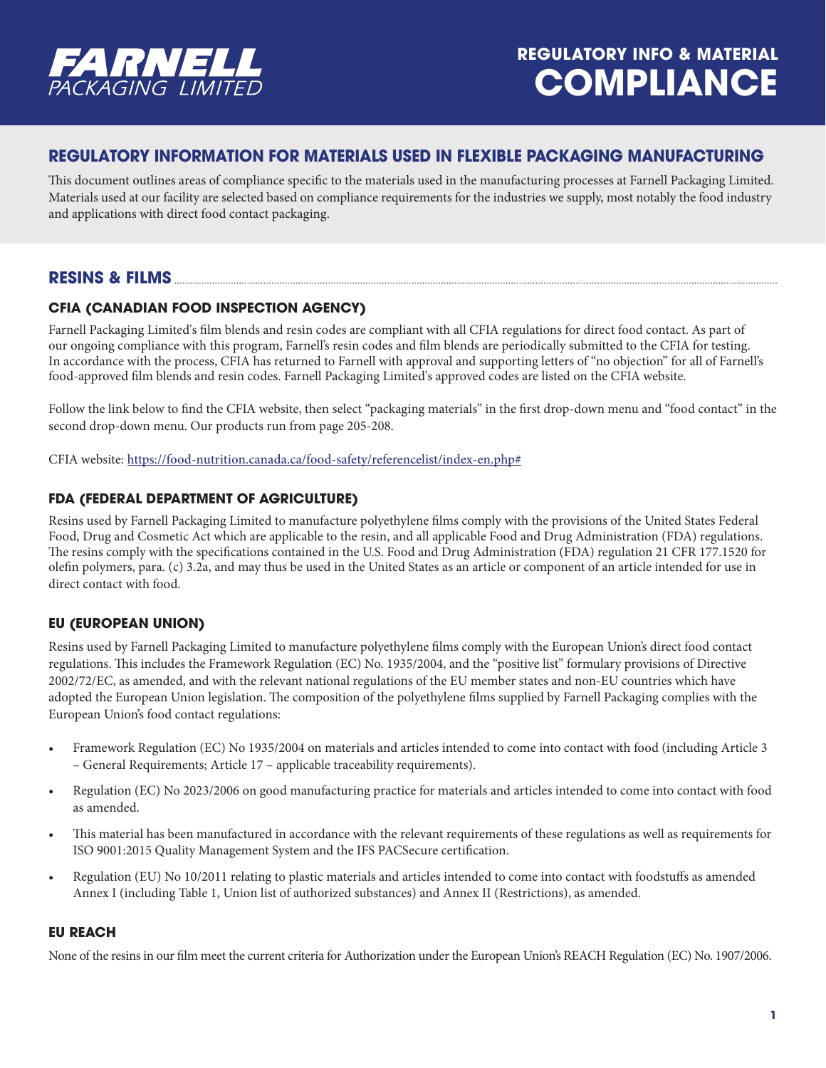# FARNELL PACKAGING LIMITED

# REGULATORY INFO & MATERIAL COMPLIANCE

## REGULATORY INFORMATION FOR MATERIALS USED IN FLEXIBLE PACKAGING MANUFACTURING

This document outlines areas of compliance specific to the materials used in the manufacturing processes at Farnell Packaging Limited. Materials used at our facility are selected based on compliance requirements for the industries we supply, most notably the food industry and applications with direct food contact packaging.

## RESINS & FILMS

### CFIA (CANADIAN FOOD INSPECTION AGENCY)

Farnell Packaging Limited's film blends and resin codes are compliant with all CFIA regulations for direct food contact. As part of our ongoing compliance with this program, Farnell's resin codes and film blends are periodically submitted to the CFIA for testing. In accordance with the process, CFIA has returned to Farnell with approval and supporting letters of "no objection" for all of Farnell's food-approved film blends and resin codes. Farnell Packaging Limited's approved codes are listed on the CFIA website.

Follow the link below to find the CFIA website, then select "packaging materials" in the first drop-down menu and "food contact" in the second drop-down menu. Our products run from page 205-208.

CFIA website: [https://food-nutrition.canada.ca/food-safety/referencelist/index-en.php#](https://food-nutrition.canada.ca/food-safety/referencelist/index-en.php#)

### FDA (FEDERAL DEPARTMENT OF AGRICULTURE)

Resins used by Farnell Packaging Limited to manufacture polyethylene films comply with the provisions of the United States Federal Food, Drug and Cosmetic Act which are applicable to the resin, and all applicable Food and Drug Administration (FDA) regulations. The resins comply with the specifications contained in the U.S. Food and Drug Administration (FDA) regulation 21 CFR 177.1520 for olefin polymers, para. (c) 3.2a, and may thus be used in the United States as an article or component of an article intended for use in direct contact with food.

### EU (EUROPEAN UNION)

Resins used by Farnell Packaging Limited to manufacture polyethylene films comply with the European Union's direct food contact regulations. This includes the Framework Regulation (EC) No. 1935/2004, and the "positive list" formulary provisions of Directive 2002/72/EC, as amended, and with the relevant national regulations of the EU member states and non-EU countries which have adopted the European Union legislation. The composition of the polyethylene films supplied by Farnell Packaging complies with the European Union's food contact regulations:

- Framework Regulation (EC) No 1935/2004 on materials and articles intended to come into contact with food (including Article 3 – General Requirements; Article 17 – applicable traceability requirements).
- Regulation (EC) No 2023/2006 on good manufacturing practice for materials and articles intended to come into contact with food as amended.
- This material has been manufactured in accordance with the relevant requirements of these regulations as well as requirements for ISO 9001:2015 Quality Management System and the IFS PACSecure certification.
- Regulation (EU) No 10/2011 relating to plastic materials and articles intended to come into contact with foodstuffs as amended Annex I (including Table 1, Union list of authorized substances) and Annex II (Restrictions), as amended.

### EU REACH

None of the resins in our film meet the current criteria for Authorization under the European Union's REACH Regulation (EC) No. 1907/2006.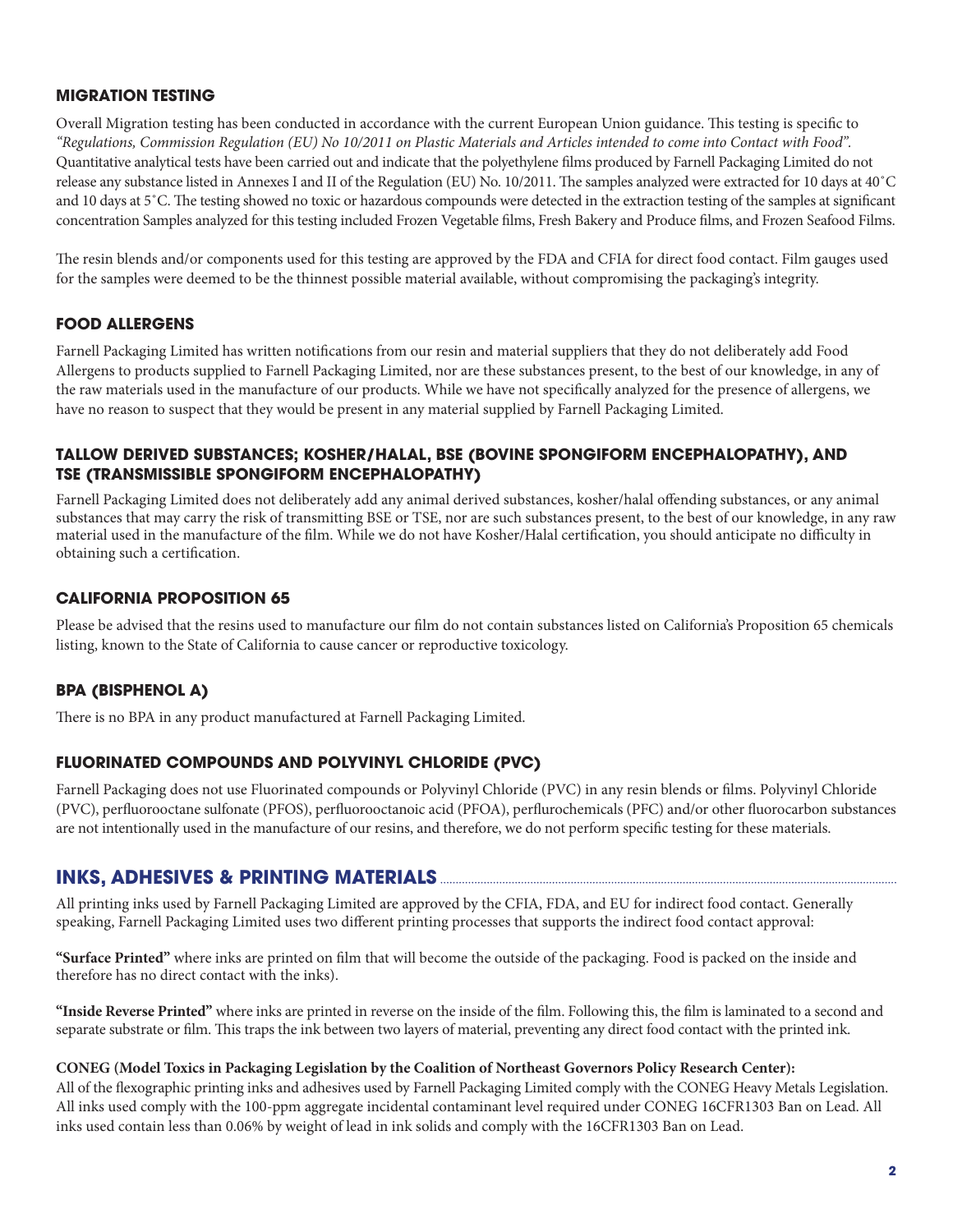### MIGRATION TESTING

Overall Migration testing has been conducted in accordance with the current European Union guidance. This testing is specific to *"Regulations, Commission Regulation (EU) No 10/2011 on Plastic Materials and Articles intended to come into Contact with Food"*. Quantitative analytical tests have been carried out and indicate that the polyethylene films produced by Farnell Packaging Limited do not release any substance listed in Annexes I and II of the Regulation (EU) No. 10/2011. The samples analyzed were extracted for 10 days at 40˚C and 10 days at 5˚C. The testing showed no toxic or hazardous compounds were detected in the extraction testing of the samples at significant concentration Samples analyzed for this testing included Frozen Vegetable films, Fresh Bakery and Produce films, and Frozen Seafood Films.

The resin blends and/or components used for this testing are approved by the FDA and CFIA for direct food contact. Film gauges used for the samples were deemed to be the thinnest possible material available, without compromising the packaging's integrity.

### FOOD ALLERGENS

Farnell Packaging Limited has written notifications from our resin and material suppliers that they do not deliberately add Food Allergens to products supplied to Farnell Packaging Limited, nor are these substances present, to the best of our knowledge, in any of the raw materials used in the manufacture of our products. While we have not specifically analyzed for the presence of allergens, we have no reason to suspect that they would be present in any material supplied by Farnell Packaging Limited.

### TALLOW DERIVED SUBSTANCES; KOSHER/HALAL, BSE (BOVINE SPONGIFORM ENCEPHALOPATHY), AND TSE (TRANSMISSIBLE SPONGIFORM ENCEPHALOPATHY)

Farnell Packaging Limited does not deliberately add any animal derived substances, kosher/halal offending substances, or any animal substances that may carry the risk of transmitting BSE or TSE, nor are such substances present, to the best of our knowledge, in any raw material used in the manufacture of the film. While we do not have Kosher/Halal certification, you should anticipate no difficulty in obtaining such a certification.

### CALIFORNIA PROPOSITION 65

Please be advised that the resins used to manufacture our film do not contain substances listed on California's Proposition 65 chemicals listing, known to the State of California to cause cancer or reproductive toxicology.

### BPA (BISPHENOL A)

There is no BPA in any product manufactured at Farnell Packaging Limited.

### FLUORINATED COMPOUNDS AND POLYVINYL CHLORIDE (PVC)

Farnell Packaging does not use Fluorinated compounds or Polyvinyl Chloride (PVC) in any resin blends or films. Polyvinyl Chloride (PVC), perfluorooctane sulfonate (PFOS), perfluorooctanoic acid (PFOA), perflurochemicals (PFC) and/or other fluorocarbon substances are not intentionally used in the manufacture of our resins, and therefore, we do not perform specific testing for these materials.

## INKS, ADHESIVES & PRINTING MATERIALS

All printing inks used by Farnell Packaging Limited are approved by the CFIA, FDA, and EU for indirect food contact. Generally speaking, Farnell Packaging Limited uses two different printing processes that supports the indirect food contact approval:

**"Surface Printed"** where inks are printed on film that will become the outside of the packaging. Food is packed on the inside and therefore has no direct contact with the inks).

**"Inside Reverse Printed"** where inks are printed in reverse on the inside of the film. Following this, the film is laminated to a second and separate substrate or film. This traps the ink between two layers of material, preventing any direct food contact with the printed ink.

**CONEG (Model Toxics in Packaging Legislation by the Coalition of Northeast Governors Policy Research Center):**
All of the flexographic printing inks and adhesives used by Farnell Packaging Limited comply with the CONEG Heavy Metals Legislation. All inks used comply with the 100-ppm aggregate incidental contaminant level required under CONEG 16CFR1303 Ban on Lead. All inks used contain less than 0.06% by weight of lead in ink solids and comply with the 16CFR1303 Ban on Lead.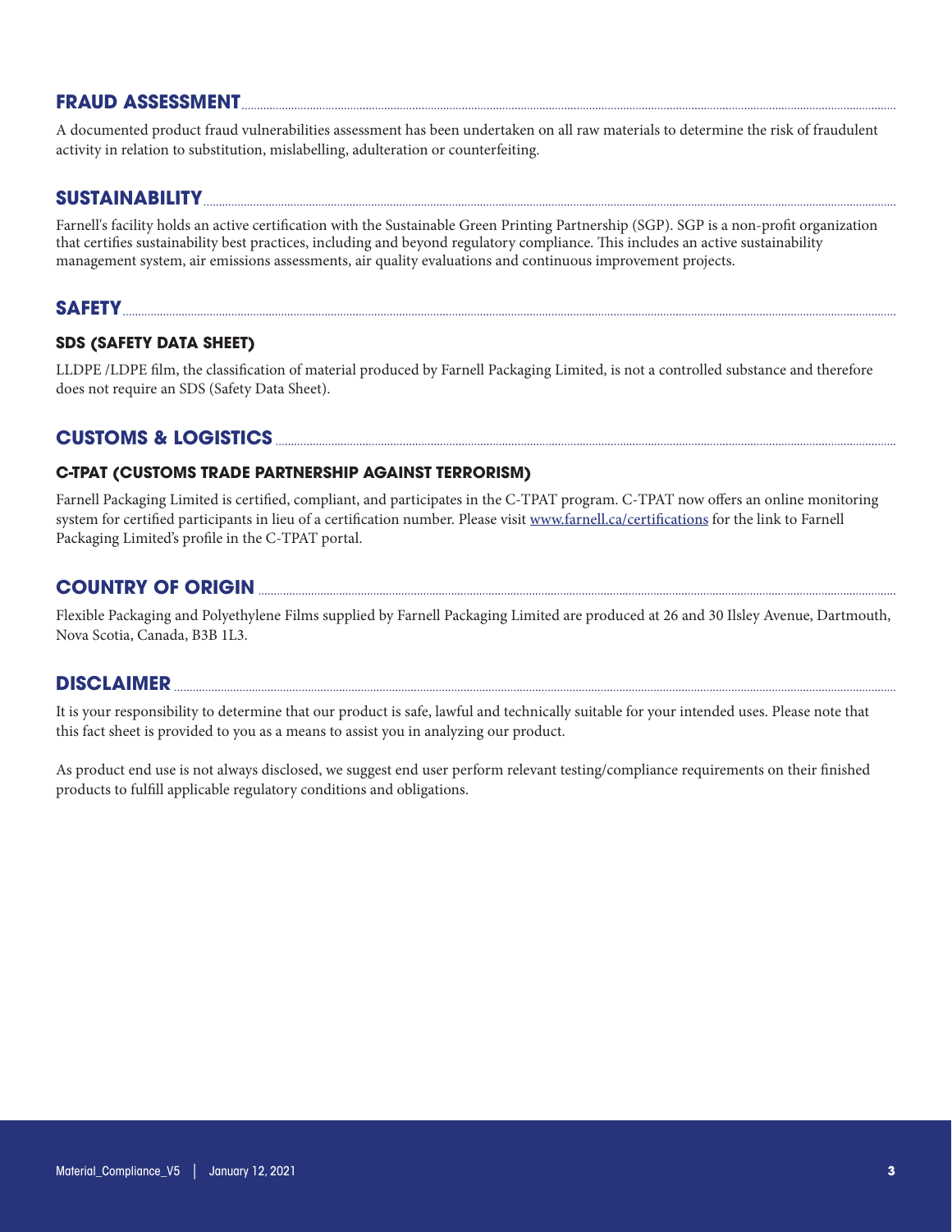## FRAUD ASSESSMENT

A documented product fraud vulnerabilities assessment has been undertaken on all raw materials to determine the risk of fraudulent activity in relation to substitution, mislabelling, adulteration or counterfeiting.

## SUSTAINABILITY

Farnell's facility holds an active certification with the Sustainable Green Printing Partnership (SGP). SGP is a non-profit organization that certifies sustainability best practices, including and beyond regulatory compliance. This includes an active sustainability management system, air emissions assessments, air quality evaluations and continuous improvement projects.

## SAFETY

### SDS (SAFETY DATA SHEET)

LLDPE /LDPE film, the classification of material produced by Farnell Packaging Limited, is not a controlled substance and therefore does not require an SDS (Safety Data Sheet).

## CUSTOMS & LOGISTICS

### C-TPAT (CUSTOMS TRADE PARTNERSHIP AGAINST TERRORISM)

Farnell Packaging Limited is certified, compliant, and participates in the C-TPAT program. C-TPAT now offers an online monitoring system for certified participants in lieu of a certification number. Please visit www.farnell.ca/certifications for the link to Farnell Packaging Limited's profile in the C-TPAT portal.

## COUNTRY OF ORIGIN

Flexible Packaging and Polyethylene Films supplied by Farnell Packaging Limited are produced at 26 and 30 Ilsley Avenue, Dartmouth, Nova Scotia, Canada, B3B 1L3.

## DISCLAIMER

It is your responsibility to determine that our product is safe, lawful and technically suitable for your intended uses. Please note that this fact sheet is provided to you as a means to assist you in analyzing our product.

As product end use is not always disclosed, we suggest end user perform relevant testing/compliance requirements on their finished products to fulfill applicable regulatory conditions and obligations.